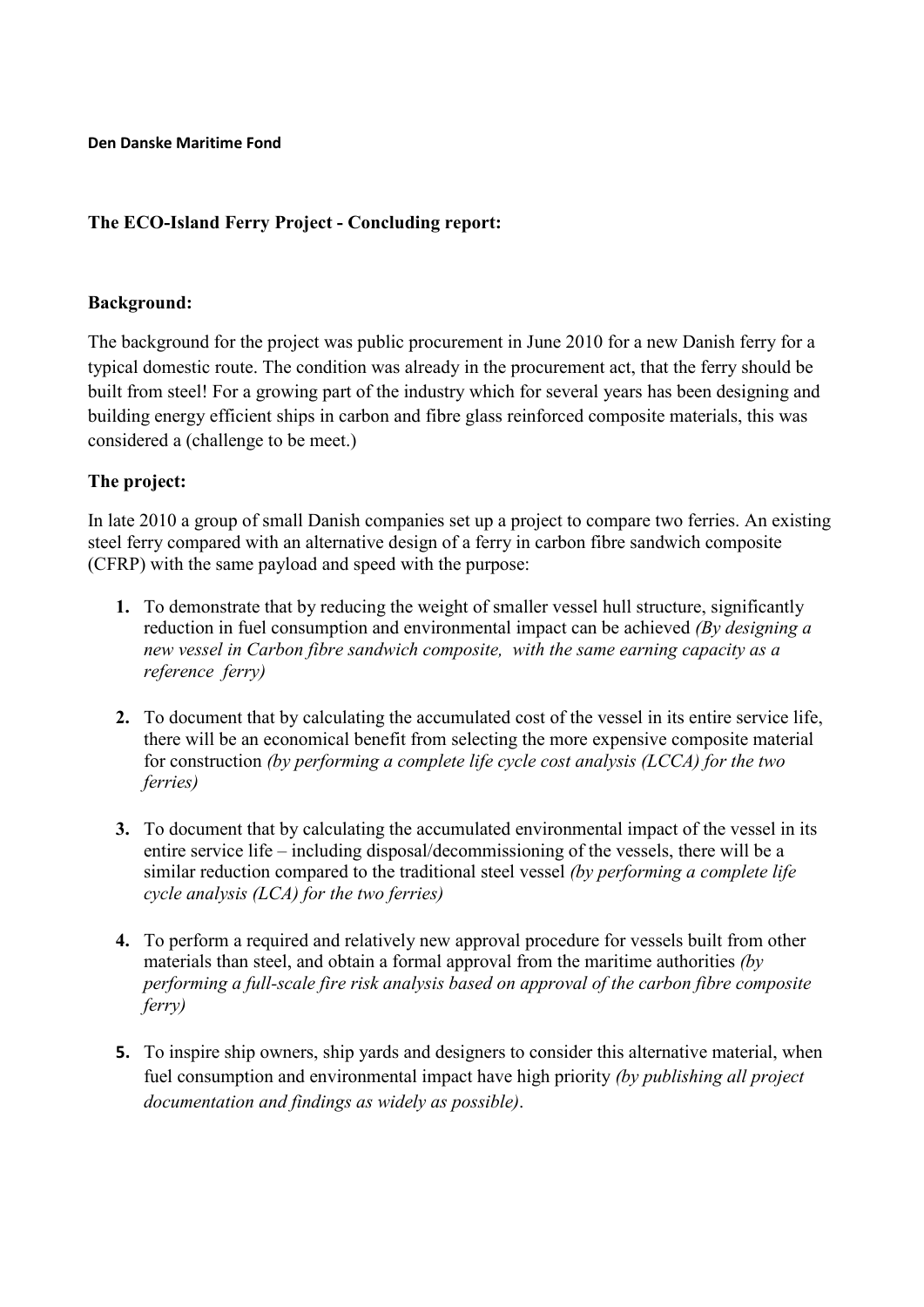**Den Danske Maritime Fond**

## The ECO-Island Ferry Project - Concluding report:

### Background:

The background for the project was public procurement in June 2010 for a new Danish ferry for a typical domestic route. The condition was already in the procurement act, that the ferry should be built from steel! For a growing part of the industry which for several years has been designing and building energy efficient ships in carbon and fibre glass reinforced composite materials, this was considered a (challenge to be meet.)

### The project:

In late 2010 a group of small Danish companies set up a project to compare two ferries. An existing steel ferry compared with an alternative design of a ferry in carbon fibre sandwich composite (CFRP) with the same payload and speed with the purpose:

1. To demonstrate that by reducing the weight of smaller vessel hull structure, significantly reduction in fuel consumption and environmental impact can be achieved *(By designing a new vessel in Carbon fibre sandwich composite, with the same earning capacity as a reference ferry)*

2. To document that by calculating the accumulated cost of the vessel in its entire service life, there will be an economical benefit from selecting the more expensive composite material for construction *(by performing a complete life cycle cost analysis (LCCA) for the two ferries)*

3. To document that by calculating the accumulated environmental impact of the vessel in its entire service life – including disposal/decommissioning of the vessels, there will be a similar reduction compared to the traditional steel vessel *(by performing a complete life cycle analysis (LCA) for the two ferries)*

4. To perform a required and relatively new approval procedure for vessels built from other materials than steel, and obtain a formal approval from the maritime authorities *(by performing a full-scale fire risk analysis based on approval of the carbon fibre composite ferry)*

5. To inspire ship owners, ship yards and designers to consider this alternative material, when fuel consumption and environmental impact have high priority *(by publishing all project documentation and findings as widely as possible)*.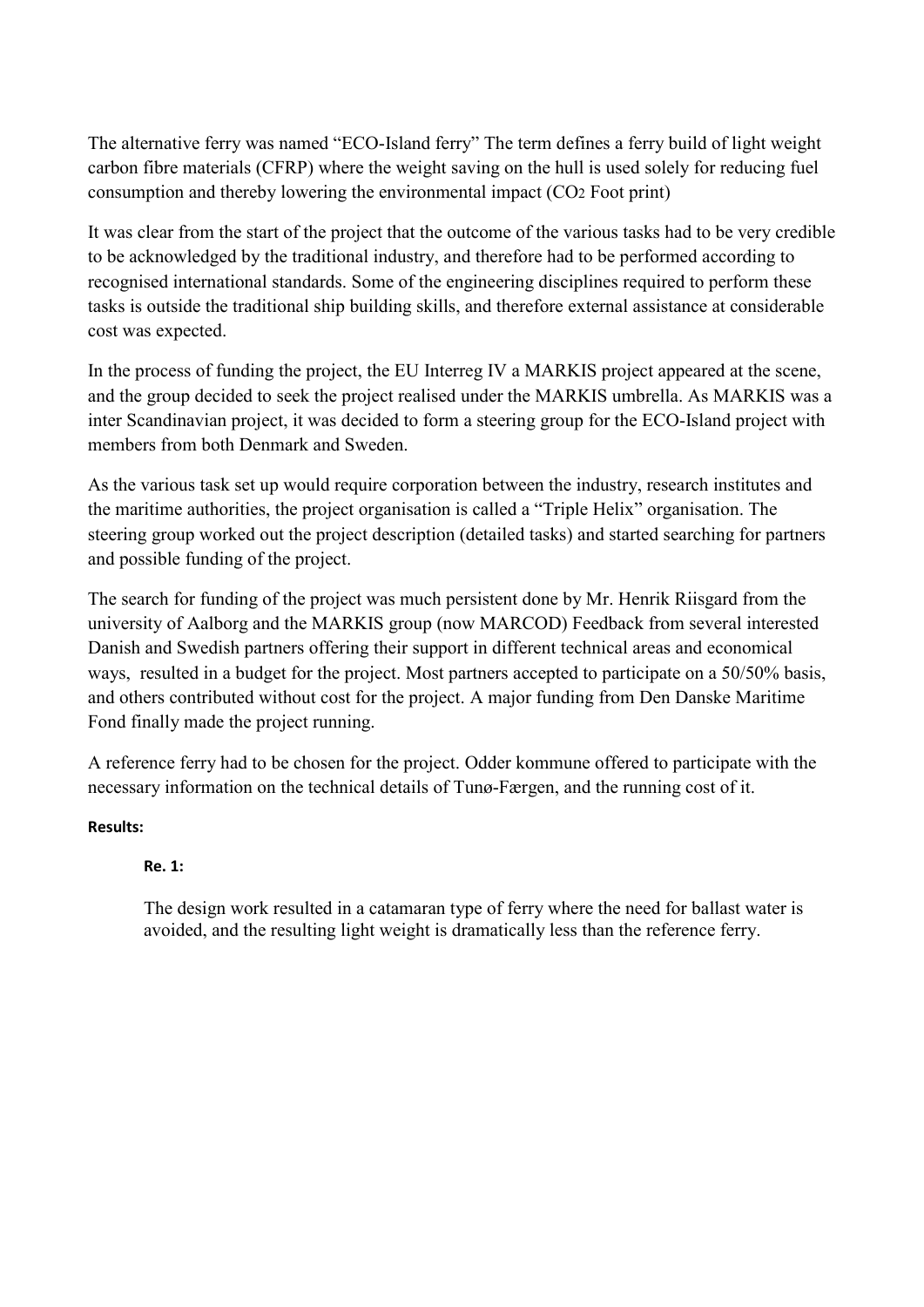The alternative ferry was named “ECO-Island ferry” The term defines a ferry build of light weight carbon fibre materials (CFRP) where the weight saving on the hull is used solely for reducing fuel consumption and thereby lowering the environmental impact ($CO_2$ Foot print)

It was clear from the start of the project that the outcome of the various tasks had to be very credible to be acknowledged by the traditional industry, and therefore had to be performed according to recognised international standards. Some of the engineering disciplines required to perform these tasks is outside the traditional ship building skills, and therefore external assistance at considerable cost was expected.

In the process of funding the project, the EU Interreg IV a MARKIS project appeared at the scene, and the group decided to seek the project realised under the MARKIS umbrella. As MARKIS was a inter Scandinavian project, it was decided to form a steering group for the ECO-Island project with members from both Denmark and Sweden.

As the various task set up would require corporation between the industry, research institutes and the maritime authorities, the project organisation is called a “Triple Helix” organisation. The steering group worked out the project description (detailed tasks) and started searching for partners and possible funding of the project.

The search for funding of the project was much persistent done by Mr. Henrik Riisgard from the university of Aalborg and the MARKIS group (now MARCOD) Feedback from several interested Danish and Swedish partners offering their support in different technical areas and economical ways,  resulted in a budget for the project. Most partners accepted to participate on a 50/50% basis, and others contributed without cost for the project. A major funding from Den Danske Maritime Fond finally made the project running.

A reference ferry had to be chosen for the project. Odder kommune offered to participate with the necessary information on the technical details of Tunø-Færgen, and the running cost of it.

**Results:**

**Re. 1:**

The design work resulted in a catamaran type of ferry where the need for ballast water is avoided, and the resulting light weight is dramatically less than the reference ferry.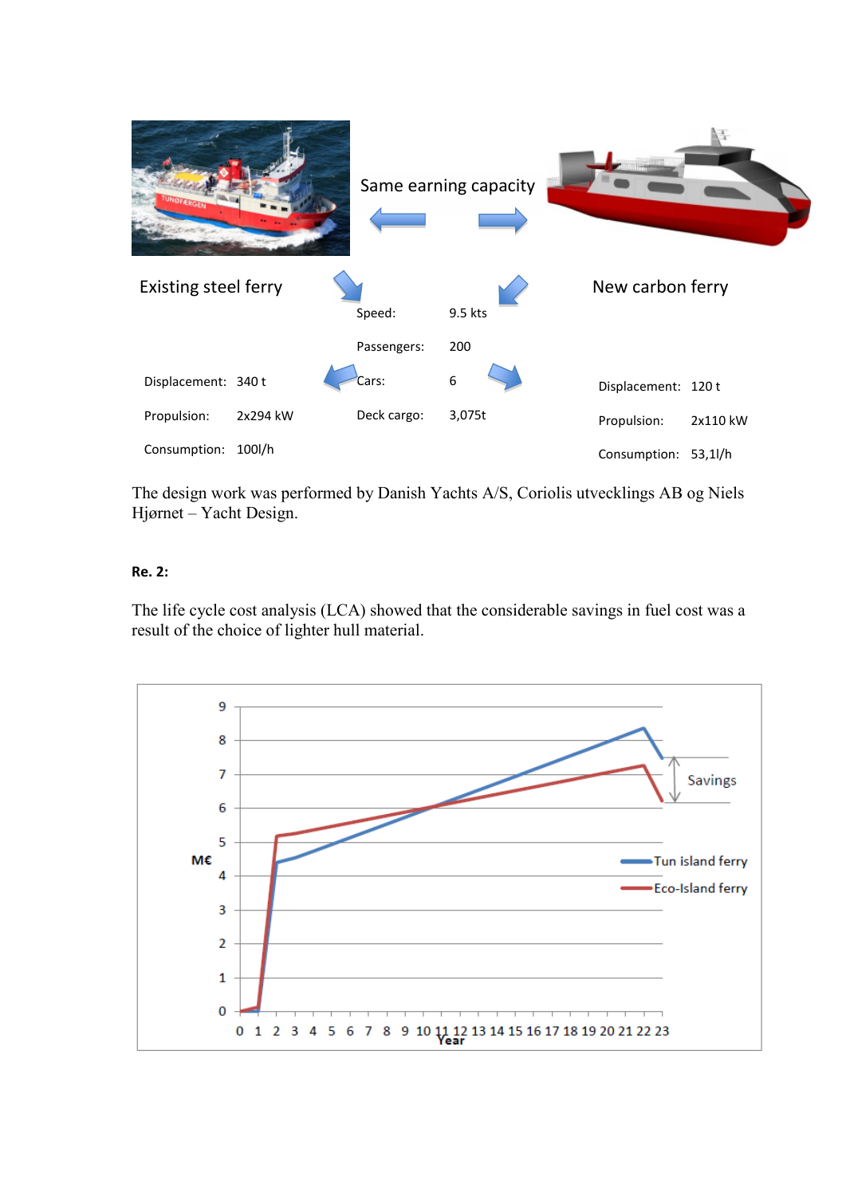Same earning capacity

| Existing steel ferry | | | | New carbon ferry | |
|---|---|---|---|---|---|
| | | Speed: | 9.5 kts | | |
| | | Passengers: | 200 | | |
| Displacement: | 340 t | Cars: | 6 | Displacement: | 120 t |
| Propulsion: | 2x294 kW | Deck cargo: | 3,075t | Propulsion: | 2x110 kW |
| Consumption: | 100l/h | | | Consumption: | 53,1l/h |

The design work was performed by Danish Yachts A/S, Coriolis utvecklings AB og Niels Hjørnet – Yacht Design.

**Re. 2:**

The life cycle cost analysis (LCA) showed that the considerable savings in fuel cost was a result of the choice of lighter hull material.

M€ / Year — Tun island ferry, Eco-Island ferry — Savings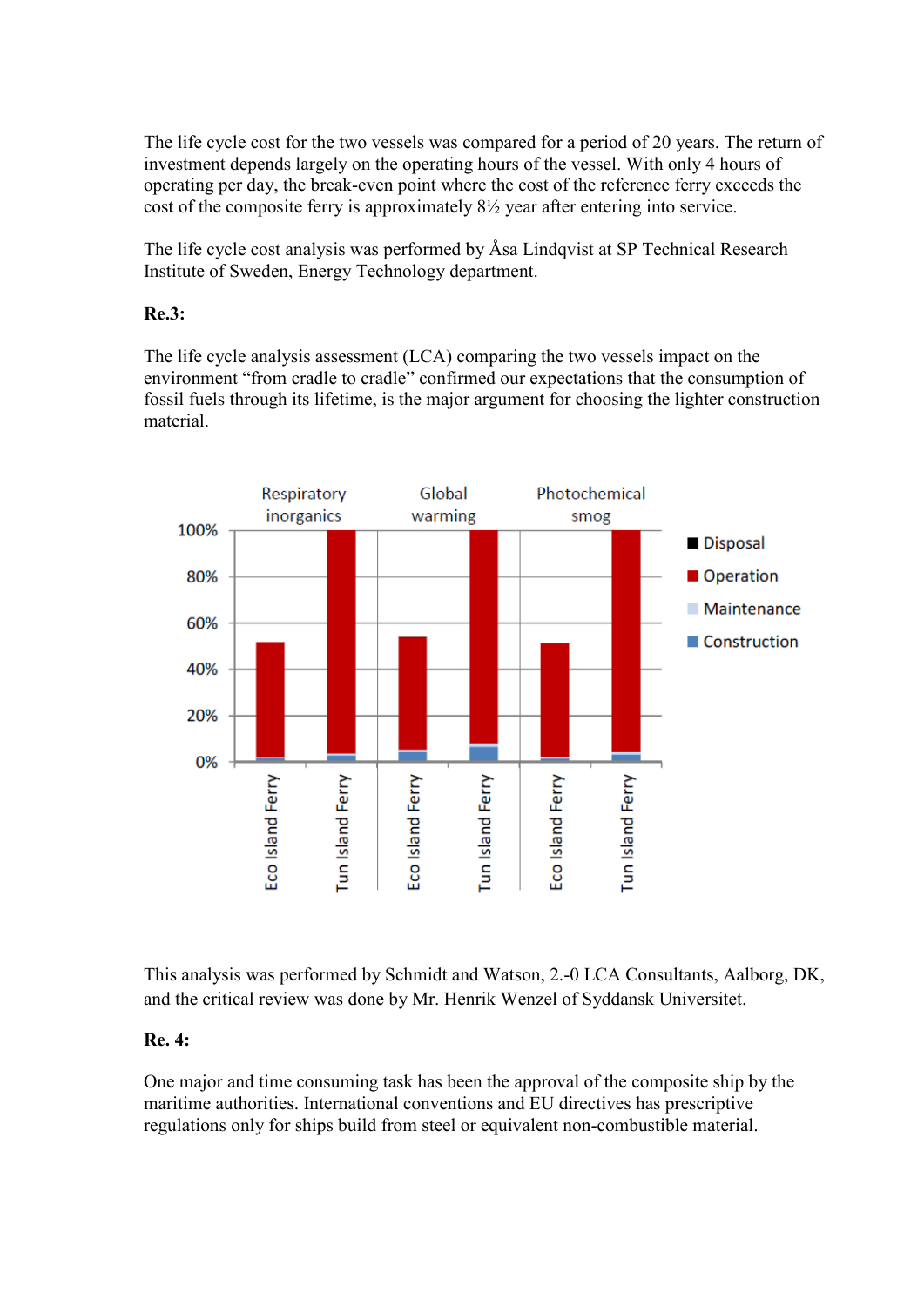The life cycle cost for the two vessels was compared for a period of 20 years. The return of investment depends largely on the operating hours of the vessel. With only 4 hours of operating per day, the break-even point where the cost of the reference ferry exceeds the cost of the composite ferry is approximately 8½ year after entering into service.

The life cycle cost analysis was performed by Åsa Lindqvist at SP Technical Research Institute of Sweden, Energy Technology department.

**Re.3:**

The life cycle analysis assessment (LCA) comparing the two vessels impact on the environment "from cradle to cradle" confirmed our expectations that the consumption of fossil fuels through its lifetime, is the major argument for choosing the lighter construction material.

This analysis was performed by Schmidt and Watson, 2.-0 LCA Consultants, Aalborg, DK, and the critical review was done by Mr. Henrik Wenzel of Syddansk Universitet.

**Re. 4:**

One major and time consuming task has been the approval of the composite ship by the maritime authorities. International conventions and EU directives has prescriptive regulations only for ships build from steel or equivalent non-combustible material.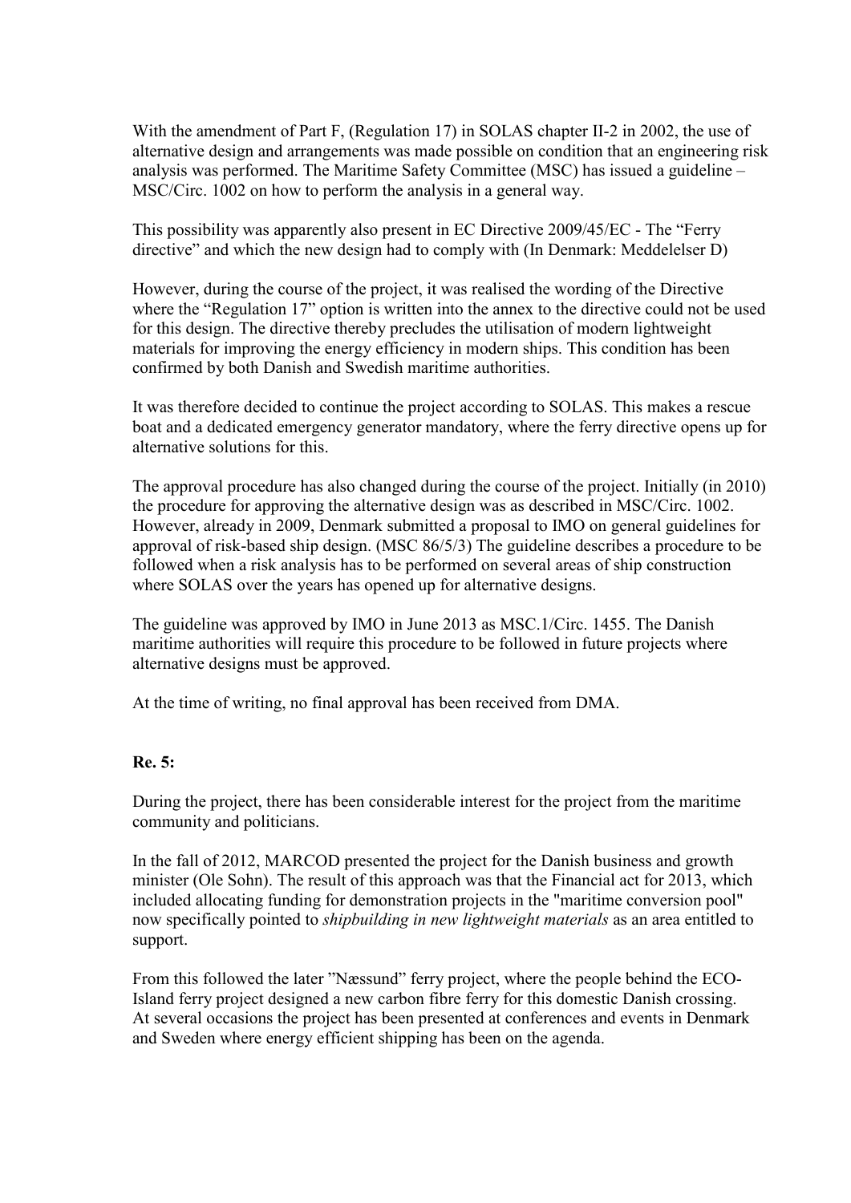With the amendment of Part F, (Regulation 17) in SOLAS chapter II-2 in 2002, the use of alternative design and arrangements was made possible on condition that an engineering risk analysis was performed. The Maritime Safety Committee (MSC) has issued a guideline – MSC/Circ. 1002 on how to perform the analysis in a general way.

This possibility was apparently also present in EC Directive 2009/45/EC - The “Ferry directive” and which the new design had to comply with (In Denmark: Meddelelser D)

However, during the course of the project, it was realised the wording of the Directive where the “Regulation 17” option is written into the annex to the directive could not be used for this design. The directive thereby precludes the utilisation of modern lightweight materials for improving the energy efficiency in modern ships. This condition has been confirmed by both Danish and Swedish maritime authorities.

It was therefore decided to continue the project according to SOLAS. This makes a rescue boat and a dedicated emergency generator mandatory, where the ferry directive opens up for alternative solutions for this.

The approval procedure has also changed during the course of the project. Initially (in 2010) the procedure for approving the alternative design was as described in MSC/Circ. 1002. However, already in 2009, Denmark submitted a proposal to IMO on general guidelines for approval of risk-based ship design. (MSC 86/5/3) The guideline describes a procedure to be followed when a risk analysis has to be performed on several areas of ship construction where SOLAS over the years has opened up for alternative designs.

The guideline was approved by IMO in June 2013 as MSC.1/Circ. 1455. The Danish maritime authorities will require this procedure to be followed in future projects where alternative designs must be approved.

At the time of writing, no final approval has been received from DMA.

**Re. 5:**

During the project, there has been considerable interest for the project from the maritime community and politicians.

In the fall of 2012, MARCOD presented the project for the Danish business and growth minister (Ole Sohn). The result of this approach was that the Financial act for 2013, which included allocating funding for demonstration projects in the "maritime conversion pool" now specifically pointed to *shipbuilding in new lightweight materials* as an area entitled to support.

From this followed the later ”Næssund” ferry project, where the people behind the ECO-Island ferry project designed a new carbon fibre ferry for this domestic Danish crossing. At several occasions the project has been presented at conferences and events in Denmark and Sweden where energy efficient shipping has been on the agenda.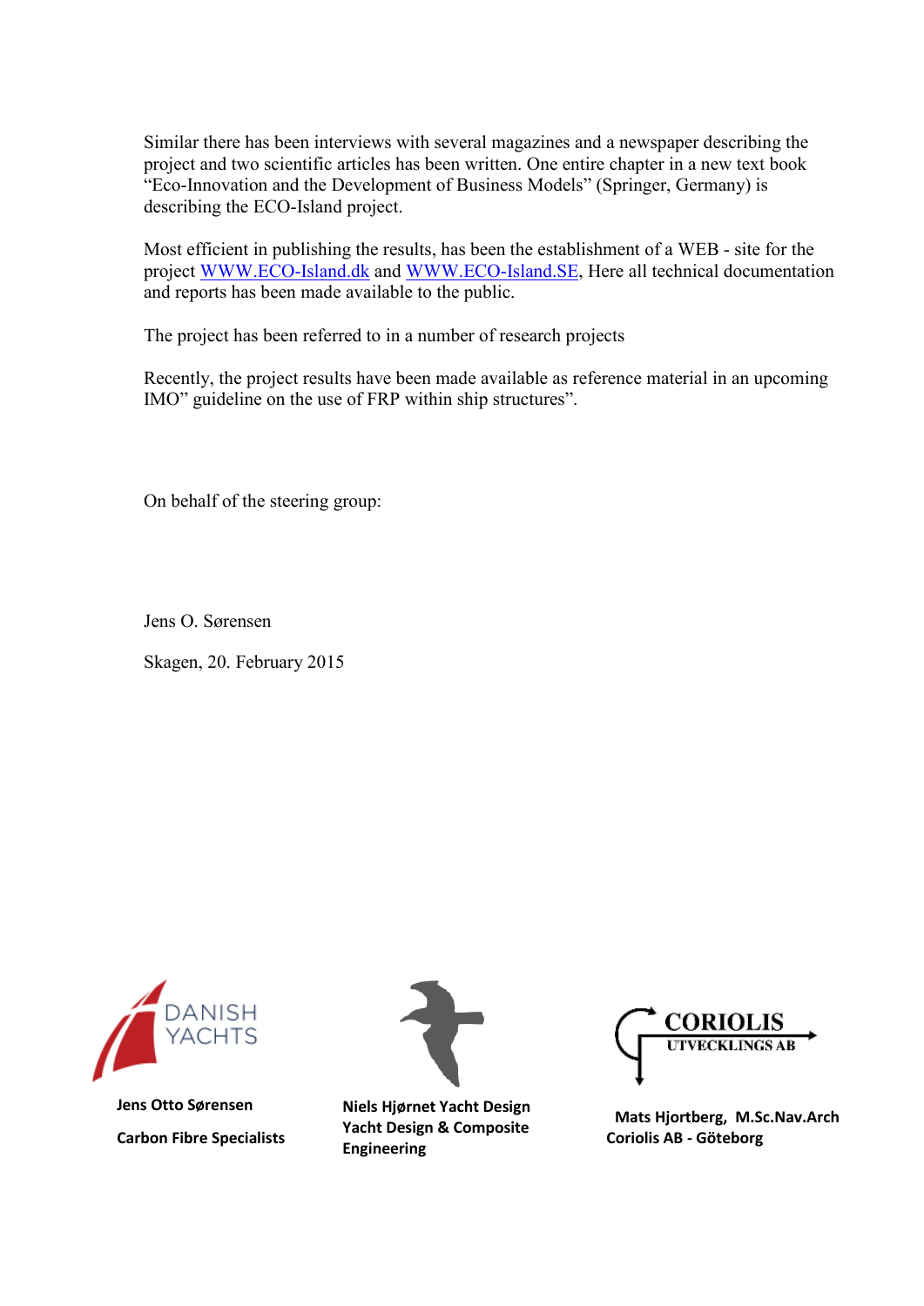Similar there has been interviews with several magazines and a newspaper describing the project and two scientific articles has been written. One entire chapter in a new text book "Eco-Innovation and the Development of Business Models" (Springer, Germany) is describing the ECO-Island project.

Most efficient in publishing the results, has been the establishment of a WEB - site for the project WWW.ECO-Island.dk and WWW.ECO-Island.SE, Here all technical documentation and reports has been made available to the public.

The project has been referred to in a number of research projects

Recently, the project results have been made available as reference material in an upcoming IMO" guideline on the use of FRP within ship structures".

On behalf of the steering group:

Jens O. Sørensen

Skagen, 20. February 2015

DANISH YACHTS

**Jens Otto Sørensen**

**Carbon Fibre Specialists**

**Niels Hjørnet Yacht Design**
**Yacht Design & Composite Engineering**

CORIOLIS UTVECKLINGS AB

**Mats Hjortberg, M.Sc.Nav.Arch**
**Coriolis AB - Göteborg**